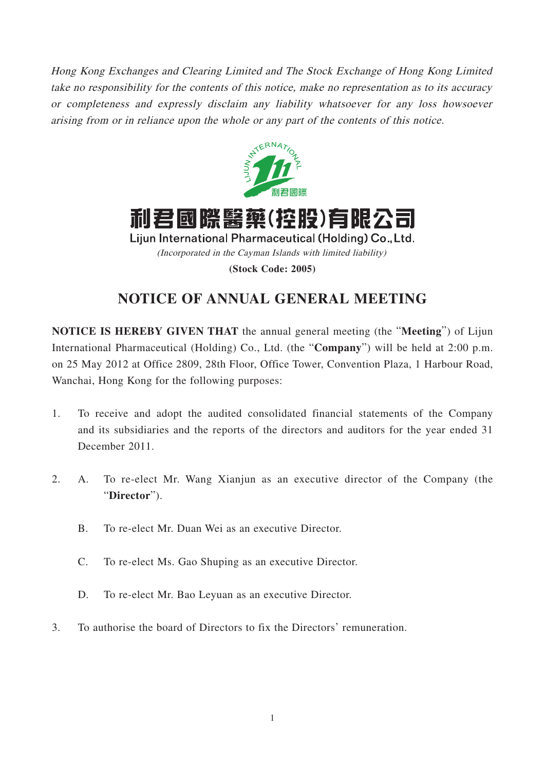*Hong Kong Exchanges and Clearing Limited and The Stock Exchange of Hong Kong Limited take no responsibility for the contents of this notice, make no representation as to its accuracy or completeness and expressly disclaim any liability whatsoever for any loss howsoever arising from or in reliance upon the whole or any part of the contents of this notice.*

# 利君國際醫藥(控股)有限公司

**Lijun International Pharmaceutical (Holding) Co., Ltd.**

*(Incorporated in the Cayman Islands with limited liability)*

**(Stock Code: 2005)**

## NOTICE OF ANNUAL GENERAL MEETING

**NOTICE IS HEREBY GIVEN THAT** the annual general meeting (the "**Meeting**") of Lijun International Pharmaceutical (Holding) Co., Ltd. (the "**Company**") will be held at 2:00 p.m. on 25 May 2012 at Office 2809, 28th Floor, Office Tower, Convention Plaza, 1 Harbour Road, Wanchai, Hong Kong for the following purposes:

1. To receive and adopt the audited consolidated financial statements of the Company and its subsidiaries and the reports of the directors and auditors for the year ended 31 December 2011.

2. A. To re-elect Mr. Wang Xianjun as an executive director of the Company (the "**Director**").

   B. To re-elect Mr. Duan Wei as an executive Director.

   C. To re-elect Ms. Gao Shuping as an executive Director.

   D. To re-elect Mr. Bao Leyuan as an executive Director.

3. To authorise the board of Directors to fix the Directors' remuneration.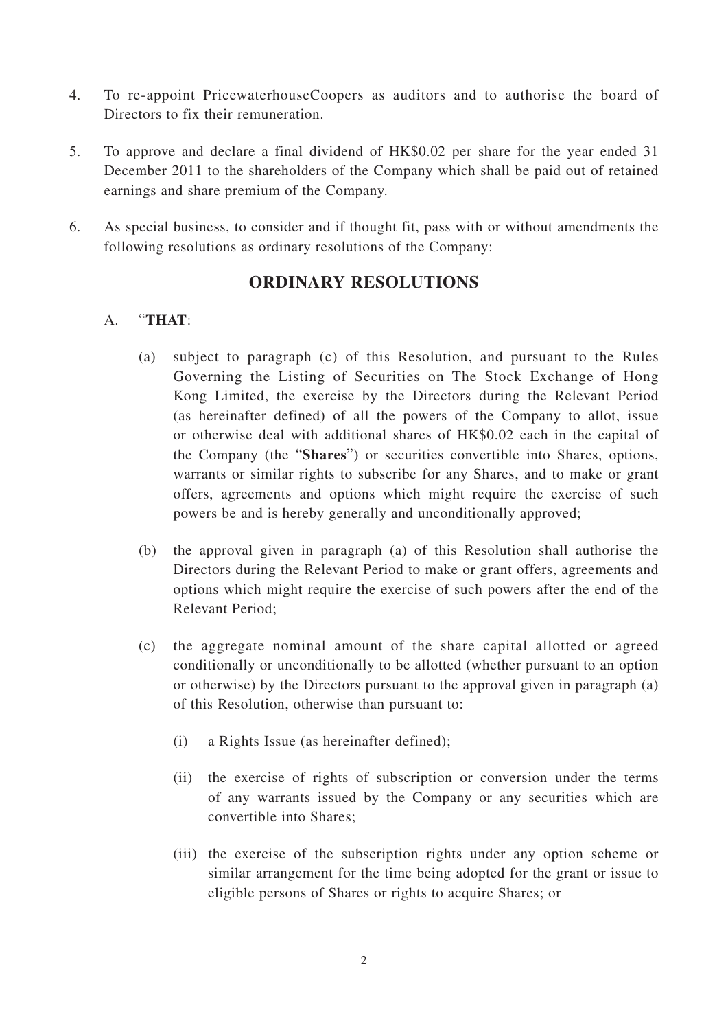4. To re-appoint PricewaterhouseCoopers as auditors and to authorise the board of Directors to fix their remuneration.

5. To approve and declare a final dividend of HK$0.02 per share for the year ended 31 December 2011 to the shareholders of the Company which shall be paid out of retained earnings and share premium of the Company.

6. As special business, to consider and if thought fit, pass with or without amendments the following resolutions as ordinary resolutions of the Company:

## ORDINARY RESOLUTIONS

A. "**THAT**:

   (a) subject to paragraph (c) of this Resolution, and pursuant to the Rules Governing the Listing of Securities on The Stock Exchange of Hong Kong Limited, the exercise by the Directors during the Relevant Period (as hereinafter defined) of all the powers of the Company to allot, issue or otherwise deal with additional shares of HK$0.02 each in the capital of the Company (the "**Shares**") or securities convertible into Shares, options, warrants or similar rights to subscribe for any Shares, and to make or grant offers, agreements and options which might require the exercise of such powers be and is hereby generally and unconditionally approved;

   (b) the approval given in paragraph (a) of this Resolution shall authorise the Directors during the Relevant Period to make or grant offers, agreements and options which might require the exercise of such powers after the end of the Relevant Period;

   (c) the aggregate nominal amount of the share capital allotted or agreed conditionally or unconditionally to be allotted (whether pursuant to an option or otherwise) by the Directors pursuant to the approval given in paragraph (a) of this Resolution, otherwise than pursuant to:

      (i) a Rights Issue (as hereinafter defined);

      (ii) the exercise of rights of subscription or conversion under the terms of any warrants issued by the Company or any securities which are convertible into Shares;

      (iii) the exercise of the subscription rights under any option scheme or similar arrangement for the time being adopted for the grant or issue to eligible persons of Shares or rights to acquire Shares; or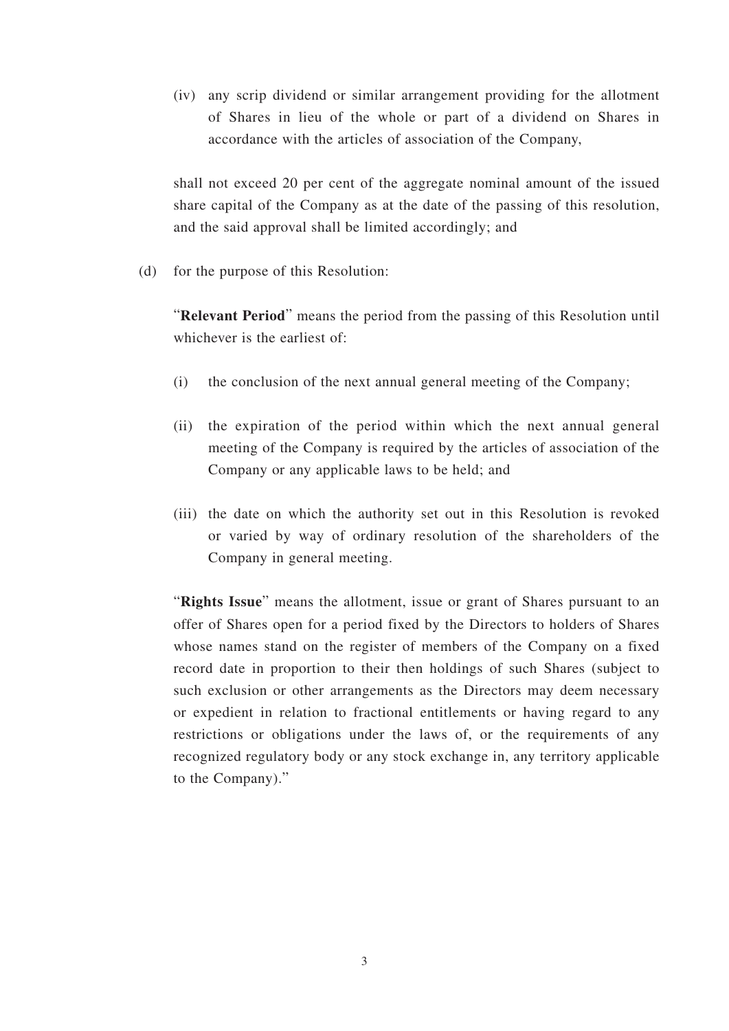(iv) any scrip dividend or similar arrangement providing for the allotment of Shares in lieu of the whole or part of a dividend on Shares in accordance with the articles of association of the Company,

shall not exceed 20 per cent of the aggregate nominal amount of the issued share capital of the Company as at the date of the passing of this resolution, and the said approval shall be limited accordingly; and

(d) for the purpose of this Resolution:

"**Relevant Period**" means the period from the passing of this Resolution until whichever is the earliest of:

(i) the conclusion of the next annual general meeting of the Company;

(ii) the expiration of the period within which the next annual general meeting of the Company is required by the articles of association of the Company or any applicable laws to be held; and

(iii) the date on which the authority set out in this Resolution is revoked or varied by way of ordinary resolution of the shareholders of the Company in general meeting.

"**Rights Issue**" means the allotment, issue or grant of Shares pursuant to an offer of Shares open for a period fixed by the Directors to holders of Shares whose names stand on the register of members of the Company on a fixed record date in proportion to their then holdings of such Shares (subject to such exclusion or other arrangements as the Directors may deem necessary or expedient in relation to fractional entitlements or having regard to any restrictions or obligations under the laws of, or the requirements of any recognized regulatory body or any stock exchange in, any territory applicable to the Company)."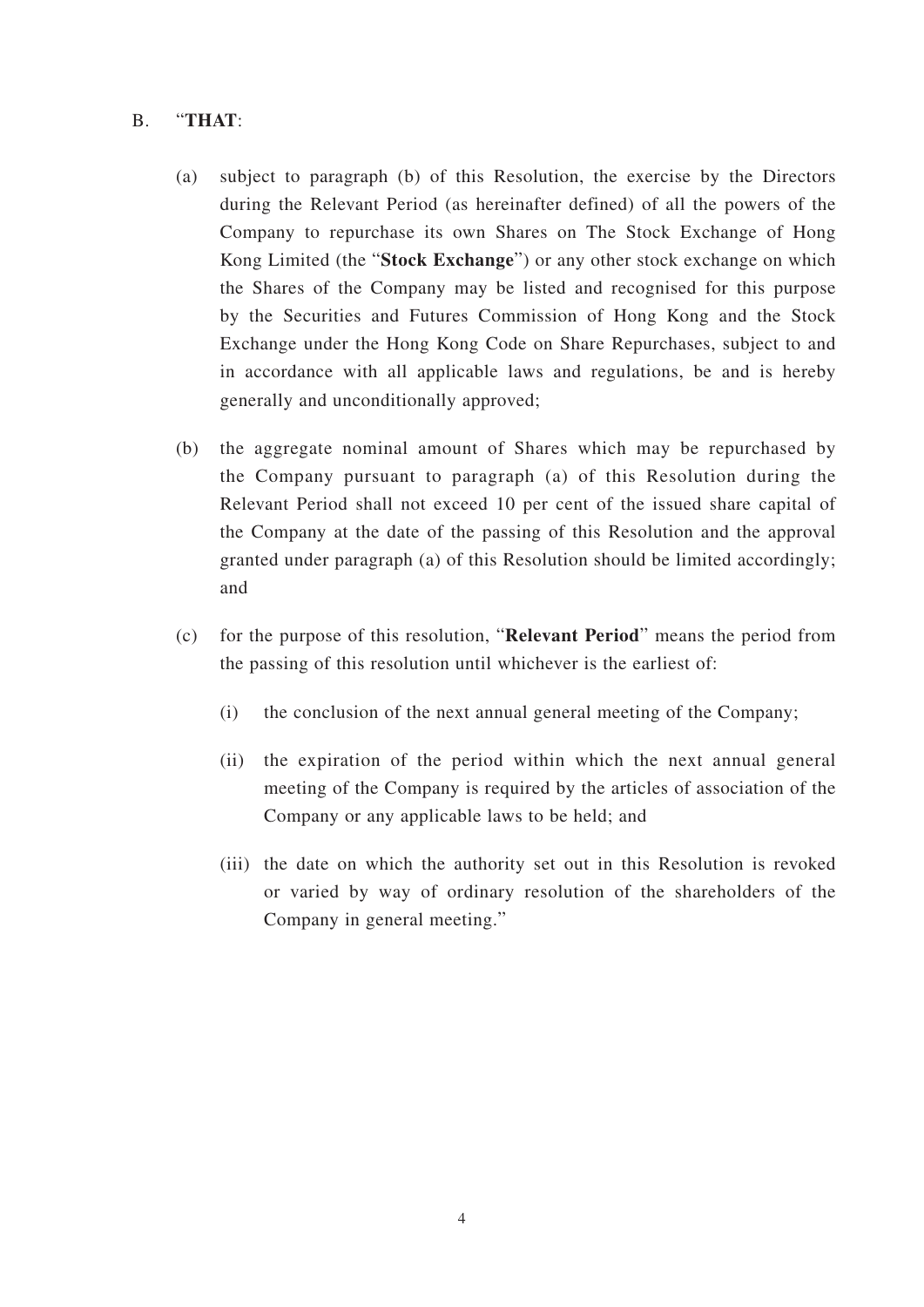B. “**THAT**:

(a) subject to paragraph (b) of this Resolution, the exercise by the Directors during the Relevant Period (as hereinafter defined) of all the powers of the Company to repurchase its own Shares on The Stock Exchange of Hong Kong Limited (the “**Stock Exchange**”) or any other stock exchange on which the Shares of the Company may be listed and recognised for this purpose by the Securities and Futures Commission of Hong Kong and the Stock Exchange under the Hong Kong Code on Share Repurchases, subject to and in accordance with all applicable laws and regulations, be and is hereby generally and unconditionally approved;

(b) the aggregate nominal amount of Shares which may be repurchased by the Company pursuant to paragraph (a) of this Resolution during the Relevant Period shall not exceed 10 per cent of the issued share capital of the Company at the date of the passing of this Resolution and the approval granted under paragraph (a) of this Resolution should be limited accordingly; and

(c) for the purpose of this resolution, “**Relevant Period**” means the period from the passing of this resolution until whichever is the earliest of:

   (i) the conclusion of the next annual general meeting of the Company;

   (ii) the expiration of the period within which the next annual general meeting of the Company is required by the articles of association of the Company or any applicable laws to be held; and

   (iii) the date on which the authority set out in this Resolution is revoked or varied by way of ordinary resolution of the shareholders of the Company in general meeting.”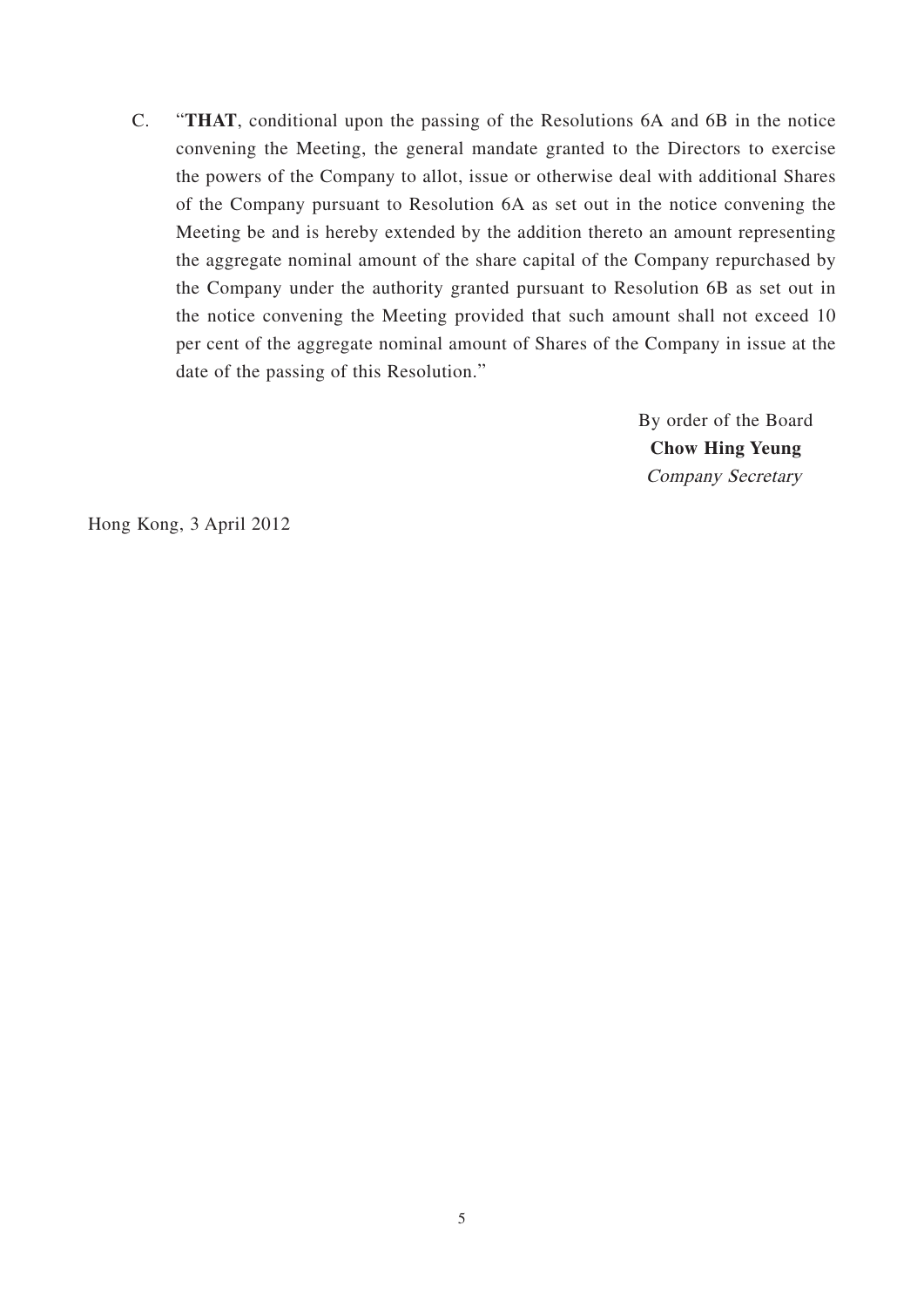C. "**THAT**, conditional upon the passing of the Resolutions 6A and 6B in the notice convening the Meeting, the general mandate granted to the Directors to exercise the powers of the Company to allot, issue or otherwise deal with additional Shares of the Company pursuant to Resolution 6A as set out in the notice convening the Meeting be and is hereby extended by the addition thereto an amount representing the aggregate nominal amount of the share capital of the Company repurchased by the Company under the authority granted pursuant to Resolution 6B as set out in the notice convening the Meeting provided that such amount shall not exceed 10 per cent of the aggregate nominal amount of Shares of the Company in issue at the date of the passing of this Resolution."

By order of the Board
**Chow Hing Yeung**
*Company Secretary*

Hong Kong, 3 April 2012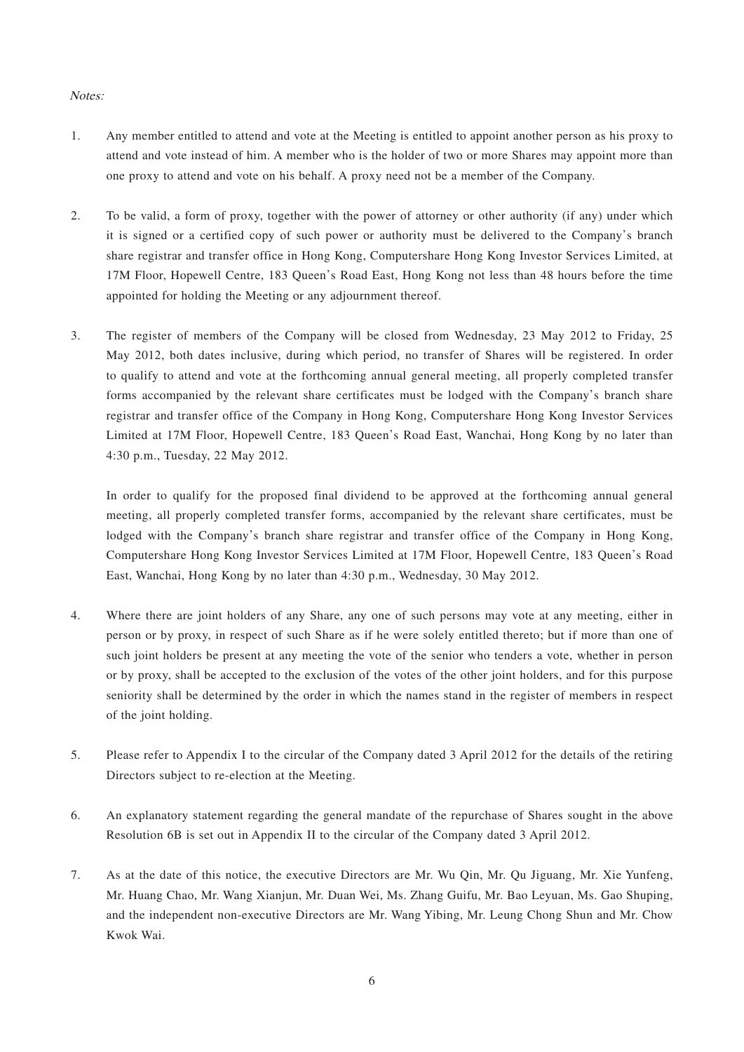*Notes:*

1. Any member entitled to attend and vote at the Meeting is entitled to appoint another person as his proxy to attend and vote instead of him. A member who is the holder of two or more Shares may appoint more than one proxy to attend and vote on his behalf. A proxy need not be a member of the Company.

2. To be valid, a form of proxy, together with the power of attorney or other authority (if any) under which it is signed or a certified copy of such power or authority must be delivered to the Company's branch share registrar and transfer office in Hong Kong, Computershare Hong Kong Investor Services Limited, at 17M Floor, Hopewell Centre, 183 Queen's Road East, Hong Kong not less than 48 hours before the time appointed for holding the Meeting or any adjournment thereof.

3. The register of members of the Company will be closed from Wednesday, 23 May 2012 to Friday, 25 May 2012, both dates inclusive, during which period, no transfer of Shares will be registered. In order to qualify to attend and vote at the forthcoming annual general meeting, all properly completed transfer forms accompanied by the relevant share certificates must be lodged with the Company's branch share registrar and transfer office of the Company in Hong Kong, Computershare Hong Kong Investor Services Limited at 17M Floor, Hopewell Centre, 183 Queen's Road East, Wanchai, Hong Kong by no later than 4:30 p.m., Tuesday, 22 May 2012.

   In order to qualify for the proposed final dividend to be approved at the forthcoming annual general meeting, all properly completed transfer forms, accompanied by the relevant share certificates, must be lodged with the Company's branch share registrar and transfer office of the Company in Hong Kong, Computershare Hong Kong Investor Services Limited at 17M Floor, Hopewell Centre, 183 Queen's Road East, Wanchai, Hong Kong by no later than 4:30 p.m., Wednesday, 30 May 2012.

4. Where there are joint holders of any Share, any one of such persons may vote at any meeting, either in person or by proxy, in respect of such Share as if he were solely entitled thereto; but if more than one of such joint holders be present at any meeting the vote of the senior who tenders a vote, whether in person or by proxy, shall be accepted to the exclusion of the votes of the other joint holders, and for this purpose seniority shall be determined by the order in which the names stand in the register of members in respect of the joint holding.

5. Please refer to Appendix I to the circular of the Company dated 3 April 2012 for the details of the retiring Directors subject to re-election at the Meeting.

6. An explanatory statement regarding the general mandate of the repurchase of Shares sought in the above Resolution 6B is set out in Appendix II to the circular of the Company dated 3 April 2012.

7. As at the date of this notice, the executive Directors are Mr. Wu Qin, Mr. Qu Jiguang, Mr. Xie Yunfeng, Mr. Huang Chao, Mr. Wang Xianjun, Mr. Duan Wei, Ms. Zhang Guifu, Mr. Bao Leyuan, Ms. Gao Shuping, and the independent non-executive Directors are Mr. Wang Yibing, Mr. Leung Chong Shun and Mr. Chow Kwok Wai.